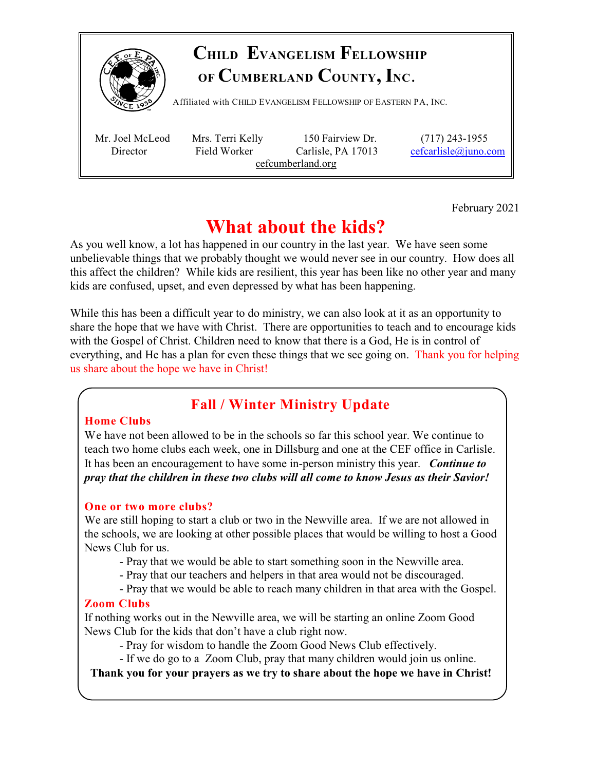# Child Evangelism Fellowship of Cumberland County, Inc.

Affiliated with Child Evangelism Fellowship of Eastern PA, Inc.

Mr. Joel McLeod, Director
Mrs. Terri Kelly, Field Worker
150 Fairview Dr., Carlisle, PA 17013
(717) 243-1955
cefcarlisle@juno.com
cefcumberland.org

February 2021

# What about the kids?

As you well know, a lot has happened in our country in the last year. We have seen some unbelievable things that we probably thought we would never see in our country. How does all this affect the children? While kids are resilient, this year has been like no other year and many kids are confused, upset, and even depressed by what has been happening.

While this has been a difficult year to do ministry, we can also look at it as an opportunity to share the hope that we have with Christ. There are opportunities to teach and to encourage kids with the Gospel of Christ. Children need to know that there is a God, He is in control of everything, and He has a plan for even these things that we see going on. Thank you for helping us share about the hope we have in Christ!

## Fall / Winter Ministry Update

### Home Clubs

We have not been allowed to be in the schools so far this school year. We continue to teach two home clubs each week, one in Dillsburg and one at the CEF office in Carlisle. It has been an encouragement to have some in-person ministry this year. ***Continue to pray that the children in these two clubs will all come to know Jesus as their Savior!***

### One or two more clubs?

We are still hoping to start a club or two in the Newville area. If we are not allowed in the schools, we are looking at other possible places that would be willing to host a Good News Club for us.

- Pray that we would be able to start something soon in the Newville area.
- Pray that our teachers and helpers in that area would not be discouraged.
- Pray that we would be able to reach many children in that area with the Gospel.

### Zoom Clubs

If nothing works out in the Newville area, we will be starting an online Zoom Good News Club for the kids that don't have a club right now.

- Pray for wisdom to handle the Zoom Good News Club effectively.
- If we do go to a Zoom Club, pray that many children would join us online.

**Thank you for your prayers as we try to share about the hope we have in Christ!**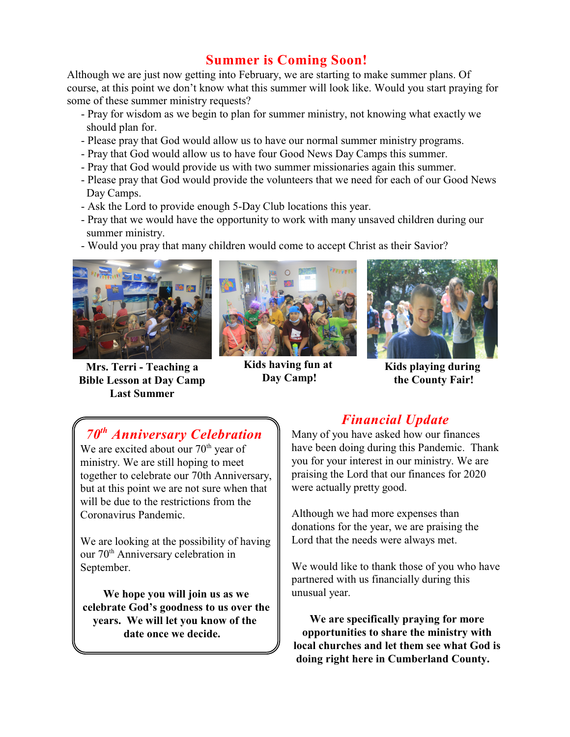## Summer is Coming Soon!

Although we are just now getting into February, we are starting to make summer plans. Of course, at this point we don't know what this summer will look like. Would you start praying for some of these summer ministry requests?

- Pray for wisdom as we begin to plan for summer ministry, not knowing what exactly we should plan for.
- Please pray that God would allow us to have our normal summer ministry programs.
- Pray that God would allow us to have four Good News Day Camps this summer.
- Pray that God would provide us with two summer missionaries again this summer.
- Please pray that God would provide the volunteers that we need for each of our Good News Day Camps.
- Ask the Lord to provide enough 5-Day Club locations this year.
- Pray that we would have the opportunity to work with many unsaved children during our summer ministry.
- Would you pray that many children would come to accept Christ as their Savior?

**Mrs. Terri - Teaching a Bible Lesson at Day Camp Last Summer**

**Kids having fun at Day Camp!**

**Kids playing during the County Fair!**

## *70th Anniversary Celebration*

We are excited about our 70th year of ministry. We are still hoping to meet together to celebrate our 70th Anniversary, but at this point we are not sure when that will be due to the restrictions from the Coronavirus Pandemic.

We are looking at the possibility of having our 70th Anniversary celebration in September.

**We hope you will join us as we celebrate God's goodness to us over the years. We will let you know of the date once we decide.**

## *Financial Update*

Many of you have asked how our finances have been doing during this Pandemic. Thank you for your interest in our ministry. We are praising the Lord that our finances for 2020 were actually pretty good.

Although we had more expenses than donations for the year, we are praising the Lord that the needs were always met.

We would like to thank those of you who have partnered with us financially during this unusual year.

**We are specifically praying for more opportunities to share the ministry with local churches and let them see what God is doing right here in Cumberland County.**